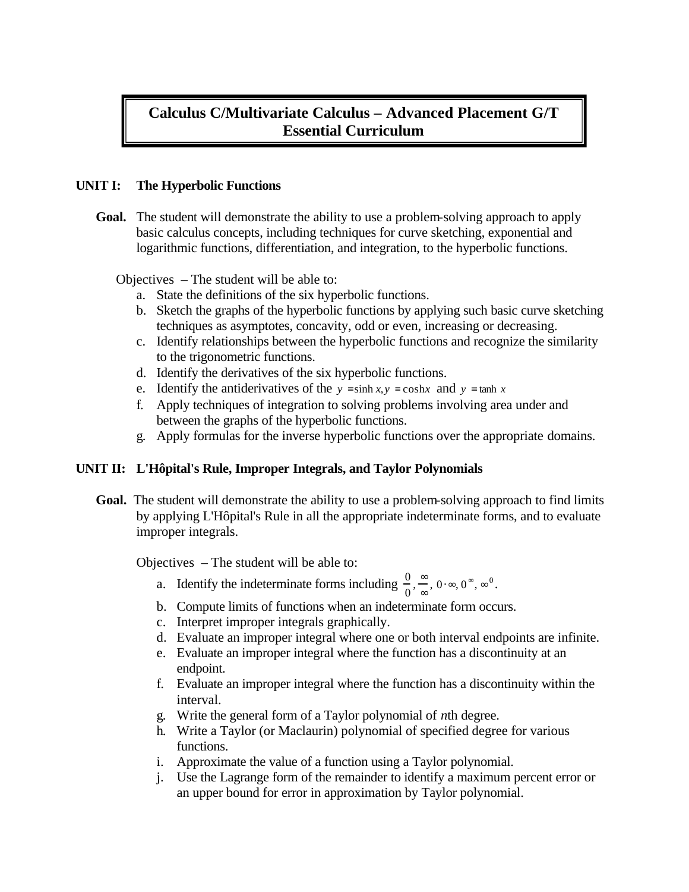# Calculus C/Multivariate Calculus – Advanced Placement G/T Essential Curriculum

## UNIT I: The Hyperbolic Functions

**Goal.** The student will demonstrate the ability to use a problem-solving approach to apply basic calculus concepts, including techniques for curve sketching, exponential and logarithmic functions, differentiation, and integration, to the hyperbolic functions.

Objectives – The student will be able to:

a. State the definitions of the six hyperbolic functions.
b. Sketch the graphs of the hyperbolic functions by applying such basic curve sketching techniques as asymptotes, concavity, odd or even, increasing or decreasing.
c. Identify relationships between the hyperbolic functions and recognize the similarity to the trigonometric functions.
d. Identify the derivatives of the six hyperbolic functions.
e. Identify the antiderivatives of the $y = \sinh x, y = \cosh x$ and $y = \tanh x$
f. Apply techniques of integration to solving problems involving area under and between the graphs of the hyperbolic functions.
g. Apply formulas for the inverse hyperbolic functions over the appropriate domains.

## UNIT II: L'Hôpital's Rule, Improper Integrals, and Taylor Polynomials

**Goal.** The student will demonstrate the ability to use a problem-solving approach to find limits by applying L'Hôpital's Rule in all the appropriate indeterminate forms, and to evaluate improper integrals.

Objectives – The student will be able to:

a. Identify the indeterminate forms including $\frac{0}{0}, \frac{\infty}{\infty}, 0 \cdot \infty, 0^{\infty}, \infty^{0}$.
b. Compute limits of functions when an indeterminate form occurs.
c. Interpret improper integrals graphically.
d. Evaluate an improper integral where one or both interval endpoints are infinite.
e. Evaluate an improper integral where the function has a discontinuity at an endpoint.
f. Evaluate an improper integral where the function has a discontinuity within the interval.
g. Write the general form of a Taylor polynomial of *n*th degree.
h. Write a Taylor (or Maclaurin) polynomial of specified degree for various functions.
i. Approximate the value of a function using a Taylor polynomial.
j. Use the Lagrange form of the remainder to identify a maximum percent error or an upper bound for error in approximation by Taylor polynomial.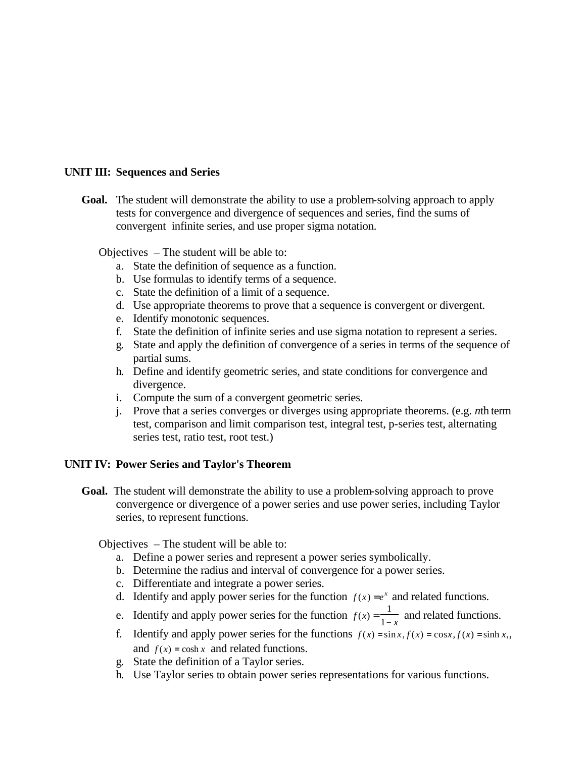**UNIT III: Sequences and Series**

**Goal.** The student will demonstrate the ability to use a problem-solving approach to apply tests for convergence and divergence of sequences and series, find the sums of convergent infinite series, and use proper sigma notation.

Objectives – The student will be able to:

a. State the definition of sequence as a function.
b. Use formulas to identify terms of a sequence.
c. State the definition of a limit of a sequence.
d. Use appropriate theorems to prove that a sequence is convergent or divergent.
e. Identify monotonic sequences.
f. State the definition of infinite series and use sigma notation to represent a series.
g. State and apply the definition of convergence of a series in terms of the sequence of partial sums.
h. Define and identify geometric series, and state conditions for convergence and divergence.
i. Compute the sum of a convergent geometric series.
j. Prove that a series converges or diverges using appropriate theorems. (e.g. *n*th term test, comparison and limit comparison test, integral test, p-series test, alternating series test, ratio test, root test.)

**UNIT IV: Power Series and Taylor's Theorem**

**Goal.** The student will demonstrate the ability to use a problem-solving approach to prove convergence or divergence of a power series and use power series, including Taylor series, to represent functions.

Objectives – The student will be able to:

a. Define a power series and represent a power series symbolically.
b. Determine the radius and interval of convergence for a power series.
c. Differentiate and integrate a power series.
d. Identify and apply power series for the function $f(x) = e^x$ and related functions.
e. Identify and apply power series for the function $f(x) = \frac{1}{1-x}$ and related functions.
f. Identify and apply power series for the functions $f(x) = \sin x, f(x) = \cos x, f(x) = \sinh x,$, and $f(x) = \cosh x$ and related functions.
g. State the definition of a Taylor series.
h. Use Taylor series to obtain power series representations for various functions.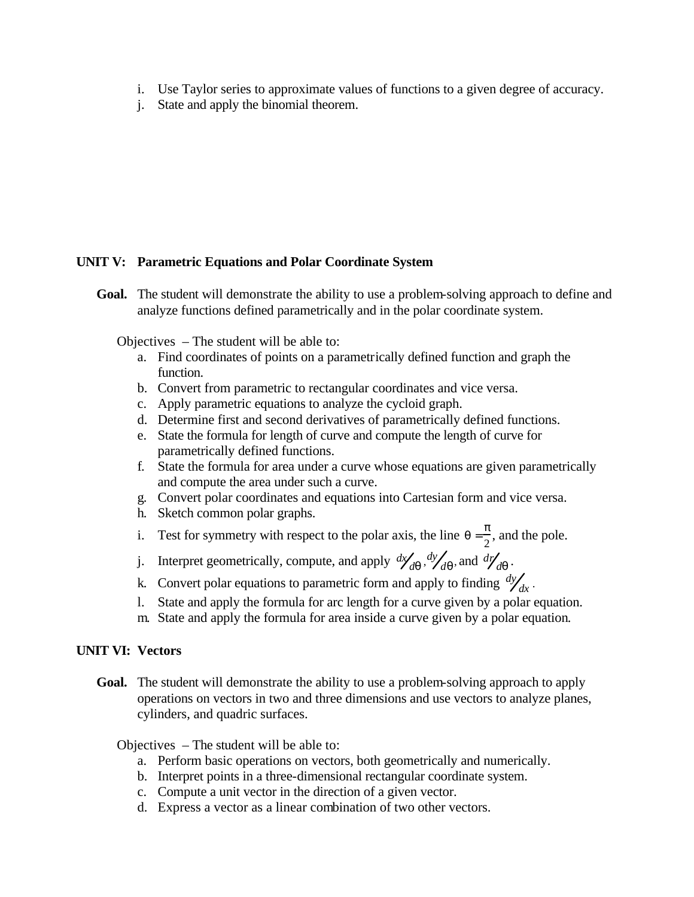i. Use Taylor series to approximate values of functions to a given degree of accuracy.
j. State and apply the binomial theorem.

## UNIT V: Parametric Equations and Polar Coordinate System

**Goal.** The student will demonstrate the ability to use a problem-solving approach to define and analyze functions defined parametrically and in the polar coordinate system.

Objectives – The student will be able to:

a. Find coordinates of points on a parametrically defined function and graph the function.
b. Convert from parametric to rectangular coordinates and vice versa.
c. Apply parametric equations to analyze the cycloid graph.
d. Determine first and second derivatives of parametrically defined functions.
e. State the formula for length of curve and compute the length of curve for parametrically defined functions.
f. State the formula for area under a curve whose equations are given parametrically and compute the area under such a curve.
g. Convert polar coordinates and equations into Cartesian form and vice versa.
h. Sketch common polar graphs.
i. Test for symmetry with respect to the polar axis, the line $\theta = \frac{\pi}{2}$, and the pole.
j. Interpret geometrically, compute, and apply $dx/d\theta$, $dy/d\theta$, and $dr/d\theta$.
k. Convert polar equations to parametric form and apply to finding $dy/dx$.
l. State and apply the formula for arc length for a curve given by a polar equation.
m. State and apply the formula for area inside a curve given by a polar equation.

## UNIT VI: Vectors

**Goal.** The student will demonstrate the ability to use a problem-solving approach to apply operations on vectors in two and three dimensions and use vectors to analyze planes, cylinders, and quadric surfaces.

Objectives – The student will be able to:

a. Perform basic operations on vectors, both geometrically and numerically.
b. Interpret points in a three-dimensional rectangular coordinate system.
c. Compute a unit vector in the direction of a given vector.
d. Express a vector as a linear combination of two other vectors.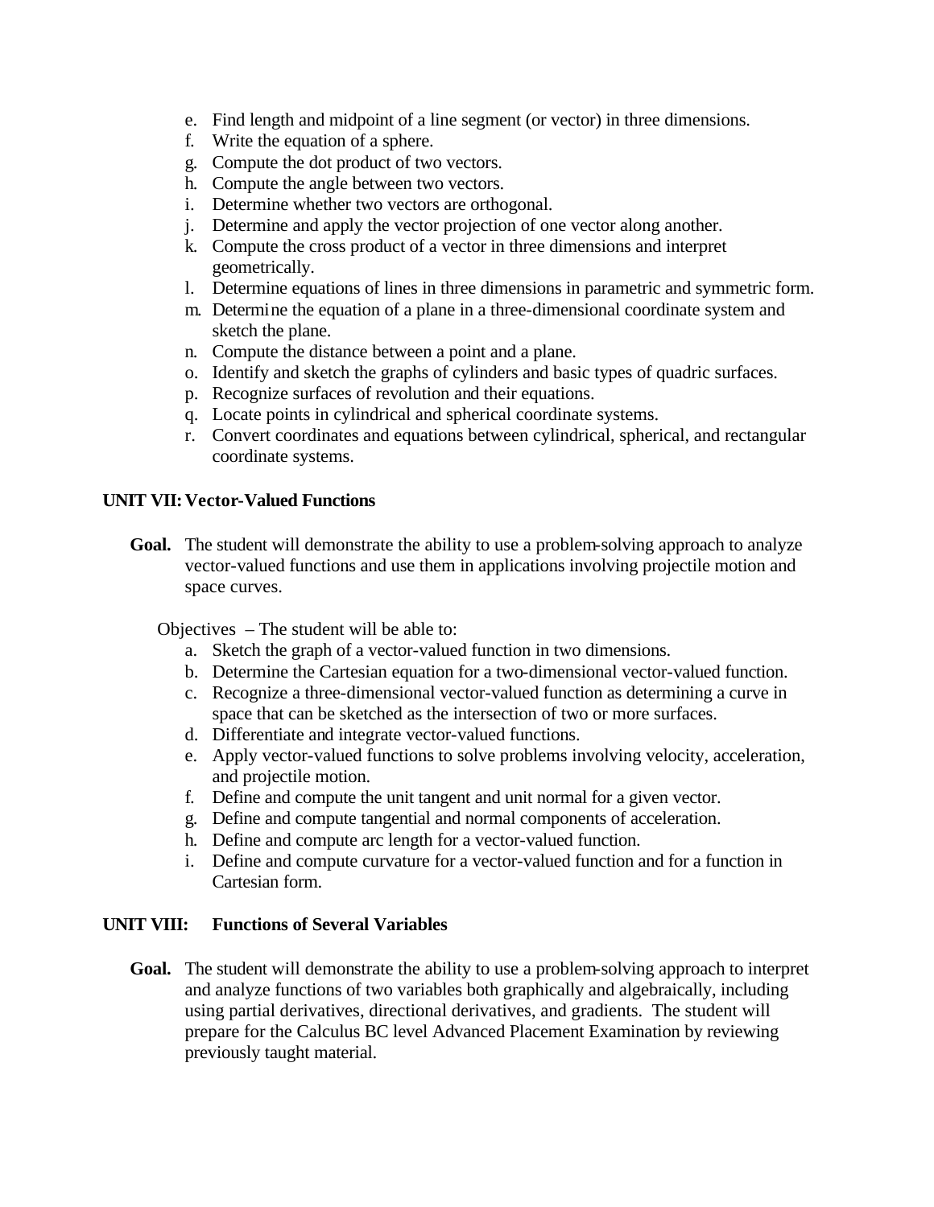e. Find length and midpoint of a line segment (or vector) in three dimensions.
f. Write the equation of a sphere.
g. Compute the dot product of two vectors.
h. Compute the angle between two vectors.
i. Determine whether two vectors are orthogonal.
j. Determine and apply the vector projection of one vector along another.
k. Compute the cross product of a vector in three dimensions and interpret geometrically.
l. Determine equations of lines in three dimensions in parametric and symmetric form.
m. Determine the equation of a plane in a three-dimensional coordinate system and sketch the plane.
n. Compute the distance between a point and a plane.
o. Identify and sketch the graphs of cylinders and basic types of quadric surfaces.
p. Recognize surfaces of revolution and their equations.
q. Locate points in cylindrical and spherical coordinate systems.
r. Convert coordinates and equations between cylindrical, spherical, and rectangular coordinate systems.

**UNIT VII: Vector-Valued Functions**

**Goal.** The student will demonstrate the ability to use a problem-solving approach to analyze vector-valued functions and use them in applications involving projectile motion and space curves.

Objectives – The student will be able to:

a. Sketch the graph of a vector-valued function in two dimensions.
b. Determine the Cartesian equation for a two-dimensional vector-valued function.
c. Recognize a three-dimensional vector-valued function as determining a curve in space that can be sketched as the intersection of two or more surfaces.
d. Differentiate and integrate vector-valued functions.
e. Apply vector-valued functions to solve problems involving velocity, acceleration, and projectile motion.
f. Define and compute the unit tangent and unit normal for a given vector.
g. Define and compute tangential and normal components of acceleration.
h. Define and compute arc length for a vector-valued function.
i. Define and compute curvature for a vector-valued function and for a function in Cartesian form.

**UNIT VIII: Functions of Several Variables**

**Goal.** The student will demonstrate the ability to use a problem-solving approach to interpret and analyze functions of two variables both graphically and algebraically, including using partial derivatives, directional derivatives, and gradients. The student will prepare for the Calculus BC level Advanced Placement Examination by reviewing previously taught material.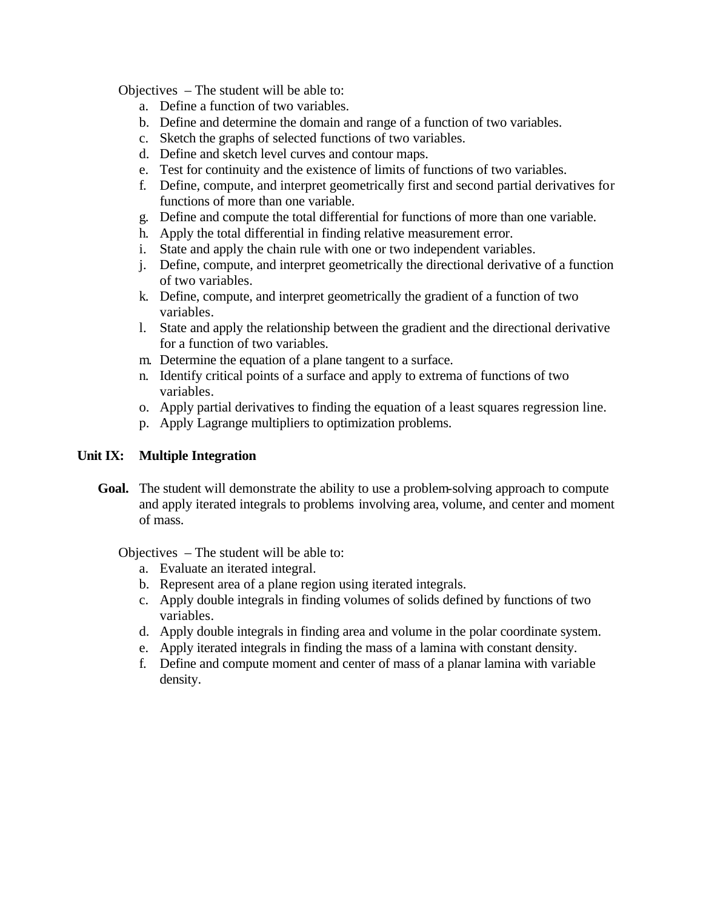Objectives – The student will be able to:

a. Define a function of two variables.
b. Define and determine the domain and range of a function of two variables.
c. Sketch the graphs of selected functions of two variables.
d. Define and sketch level curves and contour maps.
e. Test for continuity and the existence of limits of functions of two variables.
f. Define, compute, and interpret geometrically first and second partial derivatives for functions of more than one variable.
g. Define and compute the total differential for functions of more than one variable.
h. Apply the total differential in finding relative measurement error.
i. State and apply the chain rule with one or two independent variables.
j. Define, compute, and interpret geometrically the directional derivative of a function of two variables.
k. Define, compute, and interpret geometrically the gradient of a function of two variables.
l. State and apply the relationship between the gradient and the directional derivative for a function of two variables.
m. Determine the equation of a plane tangent to a surface.
n. Identify critical points of a surface and apply to extrema of functions of two variables.
o. Apply partial derivatives to finding the equation of a least squares regression line.
p. Apply Lagrange multipliers to optimization problems.

## Unit IX: Multiple Integration

**Goal.** The student will demonstrate the ability to use a problem-solving approach to compute and apply iterated integrals to problems involving area, volume, and center and moment of mass.

Objectives – The student will be able to:

a. Evaluate an iterated integral.
b. Represent area of a plane region using iterated integrals.
c. Apply double integrals in finding volumes of solids defined by functions of two variables.
d. Apply double integrals in finding area and volume in the polar coordinate system.
e. Apply iterated integrals in finding the mass of a lamina with constant density.
f. Define and compute moment and center of mass of a planar lamina with variable density.